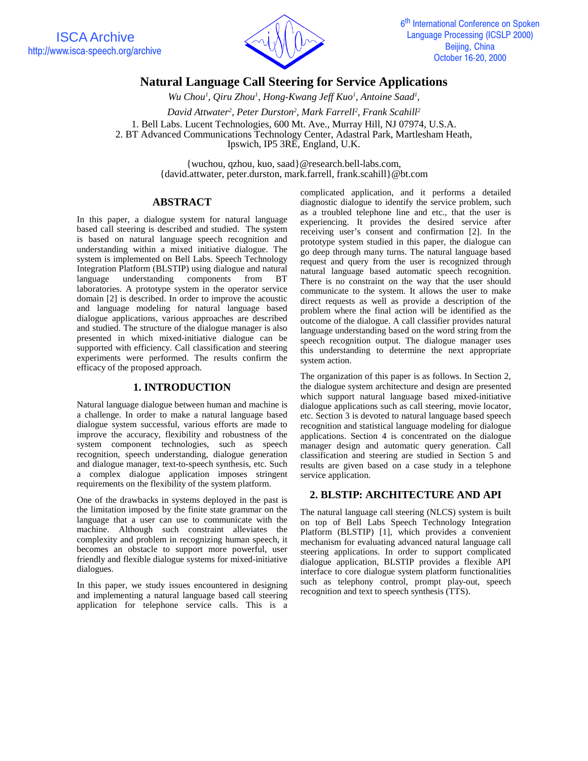# Natural Language Call Steering for Service Applications

*Wu Chou[1], Qiru Zhou[1], Hong-Kwang Jeff Kuo[1], Antoine Saad[1],*

*David Attwater[2], Peter Durston[2], Mark Farrell[2], Frank Scahill[2]*

1. Bell Labs. Lucent Technologies, 600 Mt. Ave., Murray Hill, NJ 07974, U.S.A.
2. BT Advanced Communications Technology Center, Adastral Park, Martlesham Heath, Ipswich, IP5 3RE, England, U.K.

{wuchou, qzhou, kuo, saad}@research.bell-labs.com,
{david.attwater, peter.durston, mark.farrell, frank.scahill}@bt.com

## ABSTRACT

In this paper, a dialogue system for natural language based call steering is described and studied. The system is based on natural language speech recognition and understanding within a mixed initiative dialogue. The system is implemented on Bell Labs. Speech Technology Integration Platform (BLSTIP) using dialogue and natural language understanding components from BT laboratories. A prototype system in the operator service domain [2] is described. In order to improve the acoustic and language modeling for natural language based dialogue applications, various approaches are described and studied. The structure of the dialogue manager is also presented in which mixed-initiative dialogue can be supported with efficiency. Call classification and steering experiments were performed. The results confirm the efficacy of the proposed approach.

## 1. INTRODUCTION

Natural language dialogue between human and machine is a challenge. In order to make a natural language based dialogue system successful, various efforts are made to improve the accuracy, flexibility and robustness of the system component technologies, such as speech recognition, speech understanding, dialogue generation and dialogue manager, text-to-speech synthesis, etc. Such a complex dialogue application imposes stringent requirements on the flexibility of the system platform.

One of the drawbacks in systems deployed in the past is the limitation imposed by the finite state grammar on the language that a user can use to communicate with the machine. Although such constraint alleviates the complexity and problem in recognizing human speech, it becomes an obstacle to support more powerful, user friendly and flexible dialogue systems for mixed-initiative dialogues.

In this paper, we study issues encountered in designing and implementing a natural language based call steering application for telephone service calls. This is a complicated application, and it performs a detailed diagnostic dialogue to identify the service problem, such as a troubled telephone line and etc., that the user is experiencing. It provides the desired service after receiving user's consent and confirmation [2]. In the prototype system studied in this paper, the dialogue can go deep through many turns. The natural language based request and query from the user is recognized through natural language based automatic speech recognition. There is no constraint on the way that the user should communicate to the system. It allows the user to make direct requests as well as provide a description of the problem where the final action will be identified as the outcome of the dialogue. A call classifier provides natural language understanding based on the word string from the speech recognition output. The dialogue manager uses this understanding to determine the next appropriate system action.

The organization of this paper is as follows. In Section 2, the dialogue system architecture and design are presented which support natural language based mixed-initiative dialogue applications such as call steering, movie locator, etc. Section 3 is devoted to natural language based speech recognition and statistical language modeling for dialogue applications. Section 4 is concentrated on the dialogue manager design and automatic query generation. Call classification and steering are studied in Section 5 and results are given based on a case study in a telephone service application.

## 2. BLSTIP: ARCHITECTURE AND API

The natural language call steering (NLCS) system is built on top of Bell Labs Speech Technology Integration Platform (BLSTIP) [1], which provides a convenient mechanism for evaluating advanced natural language call steering applications. In order to support complicated dialogue application, BLSTIP provides a flexible API interface to core dialogue system platform functionalities such as telephony control, prompt play-out, speech recognition and text to speech synthesis (TTS).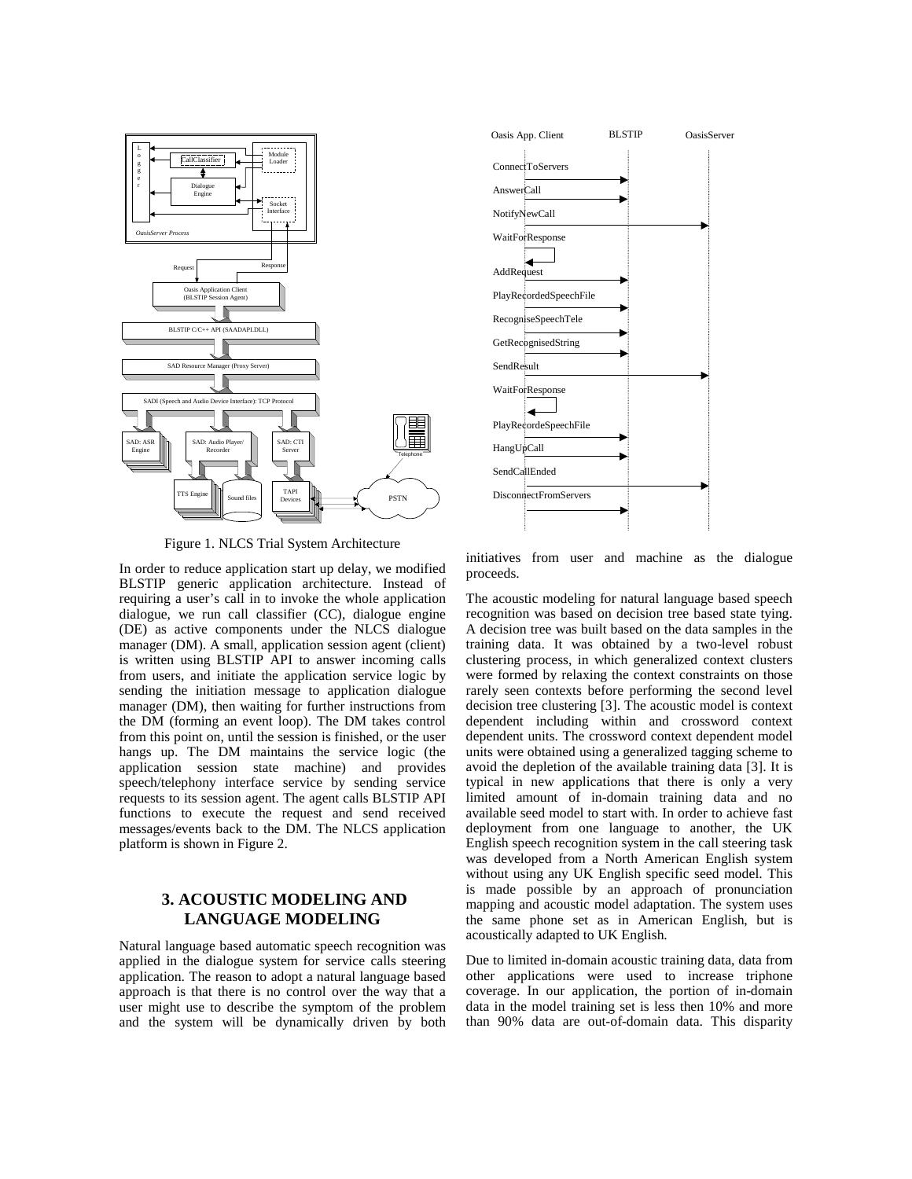Figure 1. NLCS Trial System Architecture

In order to reduce application start up delay, we modified BLSTIP generic application architecture. Instead of requiring a user's call in to invoke the whole application dialogue, we run call classifier (CC), dialogue engine (DE) as active components under the NLCS dialogue manager (DM). A small, application session agent (client) is written using BLSTIP API to answer incoming calls from users, and initiate the application service logic by sending the initiation message to application dialogue manager (DM), then waiting for further instructions from the DM (forming an event loop). The DM takes control from this point on, until the session is finished, or the user hangs up. The DM maintains the service logic (the application session state machine) and provides speech/telephony interface service by sending service requests to its session agent. The agent calls BLSTIP API functions to execute the request and send received messages/events back to the DM. The NLCS application platform is shown in Figure 2.

## 3. ACOUSTIC MODELING AND LANGUAGE MODELING

Natural language based automatic speech recognition was applied in the dialogue system for service calls steering application. The reason to adopt a natural language based approach is that there is no control over the way that a user might use to describe the symptom of the problem and the system will be dynamically driven by both initiatives from user and machine as the dialogue proceeds.

The acoustic modeling for natural language based speech recognition was based on decision tree based state tying. A decision tree was built based on the data samples in the training data. It was obtained by a two-level robust clustering process, in which generalized context clusters were formed by relaxing the context constraints on those rarely seen contexts before performing the second level decision tree clustering [3]. The acoustic model is context dependent including within and crossword context dependent units. The crossword context dependent model units were obtained using a generalized tagging scheme to avoid the depletion of the available training data [3]. It is typical in new applications that there is only a very limited amount of in-domain training data and no available seed model to start with. In order to achieve fast deployment from one language to another, the UK English speech recognition system in the call steering task was developed from a North American English system without using any UK English specific seed model. This is made possible by an approach of pronunciation mapping and acoustic model adaptation. The system uses the same phone set as in American English, but is acoustically adapted to UK English.

Due to limited in-domain acoustic training data, data from other applications were used to increase triphone coverage. In our application, the portion of in-domain data in the model training set is less then 10% and more than 90% data are out-of-domain data. This disparity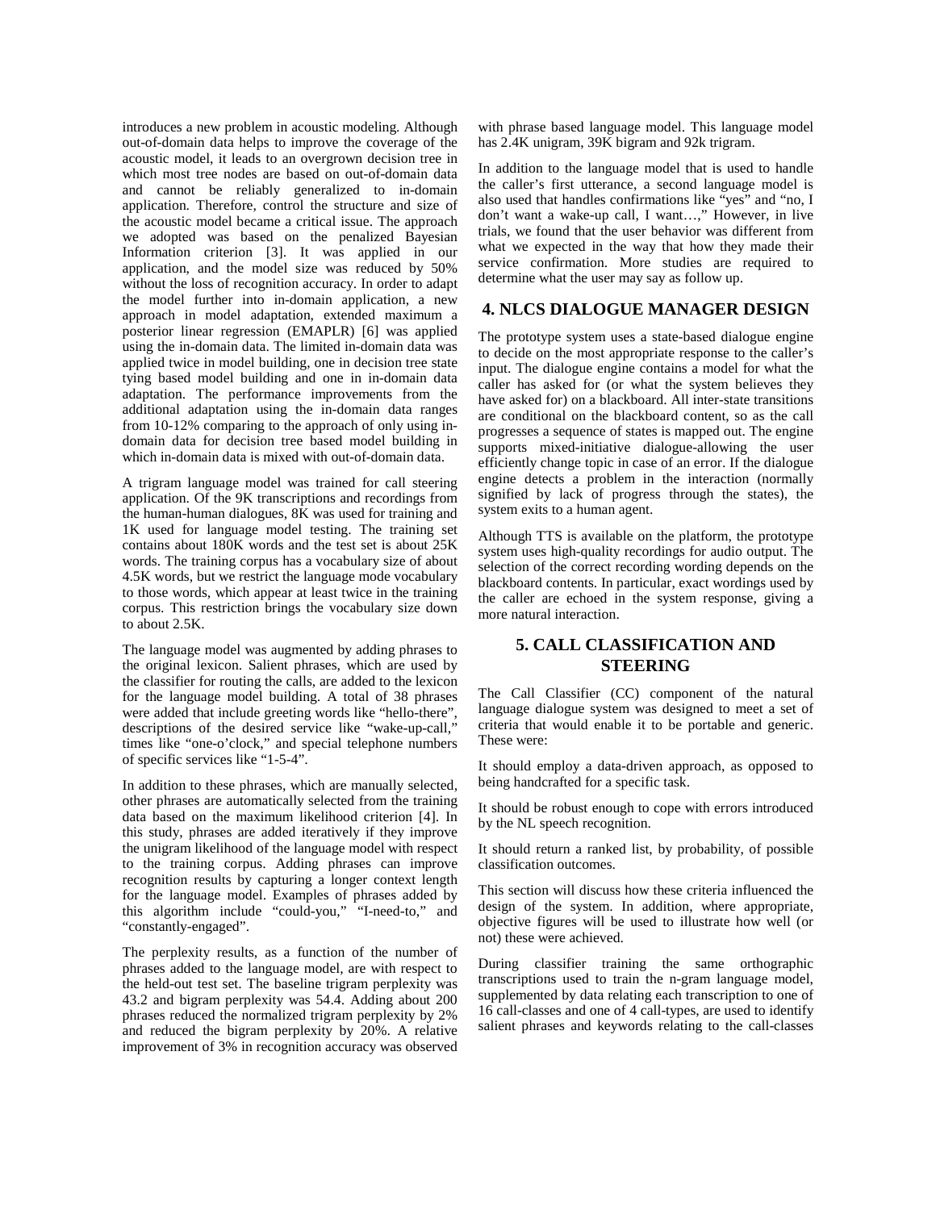introduces a new problem in acoustic modeling. Although out-of-domain data helps to improve the coverage of the acoustic model, it leads to an overgrown decision tree in which most tree nodes are based on out-of-domain data and cannot be reliably generalized to in-domain application. Therefore, control the structure and size of the acoustic model became a critical issue. The approach we adopted was based on the penalized Bayesian Information criterion [3]. It was applied in our application, and the model size was reduced by 50% without the loss of recognition accuracy. In order to adapt the model further into in-domain application, a new approach in model adaptation, extended maximum a posterior linear regression (EMAPLR) [6] was applied using the in-domain data. The limited in-domain data was applied twice in model building, one in decision tree state tying based model building and one in in-domain data adaptation. The performance improvements from the additional adaptation using the in-domain data ranges from 10-12% comparing to the approach of only using in-domain data for decision tree based model building in which in-domain data is mixed with out-of-domain data.

A trigram language model was trained for call steering application. Of the 9K transcriptions and recordings from the human-human dialogues, 8K was used for training and 1K used for language model testing. The training set contains about 180K words and the test set is about 25K words. The training corpus has a vocabulary size of about 4.5K words, but we restrict the language mode vocabulary to those words, which appear at least twice in the training corpus. This restriction brings the vocabulary size down to about 2.5K.

The language model was augmented by adding phrases to the original lexicon. Salient phrases, which are used by the classifier for routing the calls, are added to the lexicon for the language model building. A total of 38 phrases were added that include greeting words like "hello-there", descriptions of the desired service like "wake-up-call," times like "one-o'clock," and special telephone numbers of specific services like "1-5-4".

In addition to these phrases, which are manually selected, other phrases are automatically selected from the training data based on the maximum likelihood criterion [4]. In this study, phrases are added iteratively if they improve the unigram likelihood of the language model with respect to the training corpus. Adding phrases can improve recognition results by capturing a longer context length for the language model. Examples of phrases added by this algorithm include "could-you," "I-need-to," and "constantly-engaged".

The perplexity results, as a function of the number of phrases added to the language model, are with respect to the held-out test set. The baseline trigram perplexity was 43.2 and bigram perplexity was 54.4. Adding about 200 phrases reduced the normalized trigram perplexity by 2% and reduced the bigram perplexity by 20%. A relative improvement of 3% in recognition accuracy was observed with phrase based language model. This language model has 2.4K unigram, 39K bigram and 92k trigram.

In addition to the language model that is used to handle the caller's first utterance, a second language model is also used that handles confirmations like "yes" and "no, I don't want a wake-up call, I want…," However, in live trials, we found that the user behavior was different from what we expected in the way that how they made their service confirmation. More studies are required to determine what the user may say as follow up.

## 4. NLCS DIALOGUE MANAGER DESIGN

The prototype system uses a state-based dialogue engine to decide on the most appropriate response to the caller's input. The dialogue engine contains a model for what the caller has asked for (or what the system believes they have asked for) on a blackboard. All inter-state transitions are conditional on the blackboard content, so as the call progresses a sequence of states is mapped out. The engine supports mixed-initiative dialogue-allowing the user efficiently change topic in case of an error. If the dialogue engine detects a problem in the interaction (normally signified by lack of progress through the states), the system exits to a human agent.

Although TTS is available on the platform, the prototype system uses high-quality recordings for audio output. The selection of the correct recording wording depends on the blackboard contents. In particular, exact wordings used by the caller are echoed in the system response, giving a more natural interaction.

## 5. CALL CLASSIFICATION AND STEERING

The Call Classifier (CC) component of the natural language dialogue system was designed to meet a set of criteria that would enable it to be portable and generic. These were:

It should employ a data-driven approach, as opposed to being handcrafted for a specific task.

It should be robust enough to cope with errors introduced by the NL speech recognition.

It should return a ranked list, by probability, of possible classification outcomes.

This section will discuss how these criteria influenced the design of the system. In addition, where appropriate, objective figures will be used to illustrate how well (or not) these were achieved.

During classifier training the same orthographic transcriptions used to train the n-gram language model, supplemented by data relating each transcription to one of 16 call-classes and one of 4 call-types, are used to identify salient phrases and keywords relating to the call-classes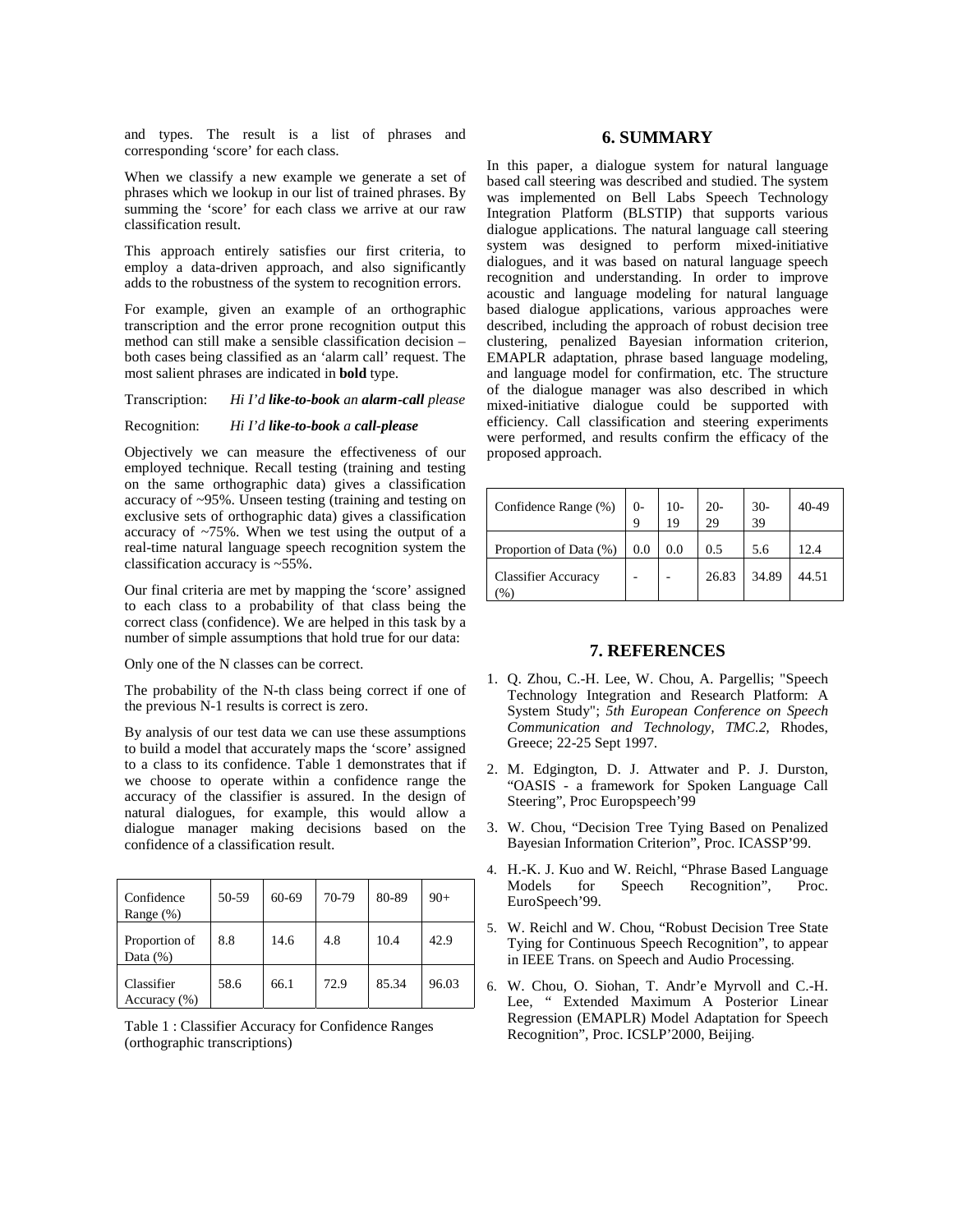and types. The result is a list of phrases and corresponding 'score' for each class.

When we classify a new example we generate a set of phrases which we lookup in our list of trained phrases. By summing the 'score' for each class we arrive at our raw classification result.

This approach entirely satisfies our first criteria, to employ a data-driven approach, and also significantly adds to the robustness of the system to recognition errors.

For example, given an example of an orthographic transcription and the error prone recognition output this method can still make a sensible classification decision – both cases being classified as an 'alarm call' request. The most salient phrases are indicated in **bold** type.

Transcription: *Hi I'd **like-to-book** an **alarm-call** please*

Recognition: *Hi I'd **like-to-book** a **call-please***

Objectively we can measure the effectiveness of our employed technique. Recall testing (training and testing on the same orthographic data) gives a classification accuracy of ~95%. Unseen testing (training and testing on exclusive sets of orthographic data) gives a classification accuracy of ~75%. When we test using the output of a real-time natural language speech recognition system the classification accuracy is ~55%.

Our final criteria are met by mapping the 'score' assigned to each class to a probability of that class being the correct class (confidence). We are helped in this task by a number of simple assumptions that hold true for our data:

Only one of the N classes can be correct.

The probability of the N-th class being correct if one of the previous N-1 results is correct is zero.

By analysis of our test data we can use these assumptions to build a model that accurately maps the 'score' assigned to a class to its confidence. Table 1 demonstrates that if we choose to operate within a confidence range the accuracy of the classifier is assured. In the design of natural dialogues, for example, this would allow a dialogue manager making decisions based on the confidence of a classification result.

| Confidence Range (%) | 0-9 | 10-19 | 20-29 | 30-39 | 40-49 | 50-59 | 60-69 | 70-79 | 80-89 | 90+ |
|---|---|---|---|---|---|---|---|---|---|---|
| Proportion of Data (%) | 0.0 | 0.0 | 0.5 | 5.6 | 12.4 | 8.8 | 14.6 | 4.8 | 10.4 | 42.9 |
| Classifier Accuracy (%) | - | - | 26.83 | 34.89 | 44.51 | 58.6 | 66.1 | 72.9 | 85.34 | 96.03 |

Table 1 : Classifier Accuracy for Confidence Ranges (orthographic transcriptions)

## 6. SUMMARY

In this paper, a dialogue system for natural language based call steering was described and studied. The system was implemented on Bell Labs Speech Technology Integration Platform (BLSTIP) that supports various dialogue applications. The natural language call steering system was designed to perform mixed-initiative dialogues, and it was based on natural language speech recognition and understanding. In order to improve acoustic and language modeling for natural language based dialogue applications, various approaches were described, including the approach of robust decision tree state clustering, penalized Bayesian information criterion, EMAPLR adaptation, phrase based language modeling, and language model for confirmation, etc. The structure of the dialogue manager was also described in which mixed-initiative dialogue could be supported with efficiency. Call classification and steering experiments were performed, and results confirm the efficacy of the proposed approach.

## 7. REFERENCES

1. Q. Zhou, C.-H. Lee, W. Chou, A. Pargellis; "Speech Technology Integration and Research Platform: A System Study"; *5th European Conference on Speech Communication and Technology, TMC.2*, Rhodes, Greece; 22-25 Sept 1997.
2. M. Edgington, D. J. Attwater and P. J. Durston, "OASIS - a framework for Spoken Language Call Steering", Proc Europspeech'99
3. W. Chou, "Decision Tree Tying Based on Penalized Bayesian Information Criterion", Proc. ICASSP'99.
4. H.-K. J. Kuo and W. Reichl, "Phrase Based Language Models for Speech Recognition", Proc. EuroSpeech'99.
5. W. Reichl and W. Chou, "Robust Decision Tree State Tying for Continuous Speech Recognition", to appear in IEEE Trans. on Speech and Audio Processing.
6. W. Chou, O. Siohan, T. Andr'e Myrvoll and C.-H. Lee, " Extended Maximum A Posterior Linear Regression (EMAPLR) Model Adaptation for Speech Recognition", Proc. ICSLP'2000, Beijing.